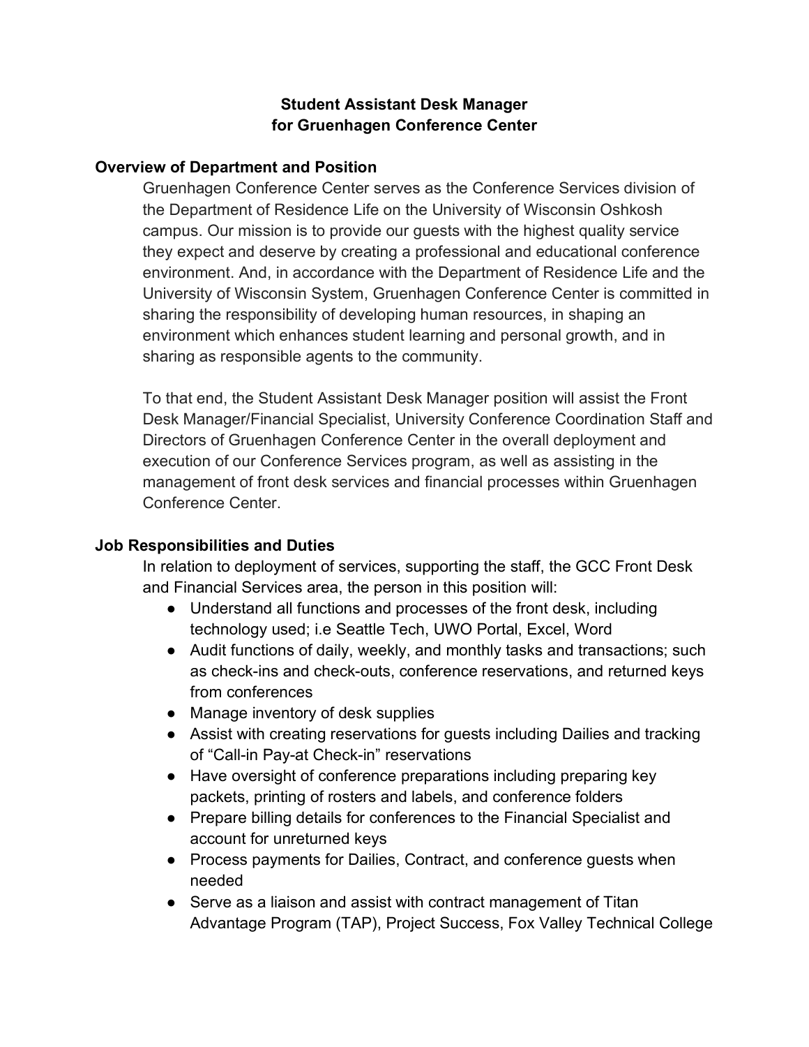# Student Assistant Desk Manager for Gruenhagen Conference Center

## Overview of Department and Position

Gruenhagen Conference Center serves as the Conference Services division of the Department of Residence Life on the University of Wisconsin Oshkosh campus. Our mission is to provide our guests with the highest quality service they expect and deserve by creating a professional and educational conference environment. And, in accordance with the Department of Residence Life and the University of Wisconsin System, Gruenhagen Conference Center is committed in sharing the responsibility of developing human resources, in shaping an environment which enhances student learning and personal growth, and in sharing as responsible agents to the community.

To that end, the Student Assistant Desk Manager position will assist the Front Desk Manager/Financial Specialist, University Conference Coordination Staff and Directors of Gruenhagen Conference Center in the overall deployment and execution of our Conference Services program, as well as assisting in the management of front desk services and financial processes within Gruenhagen Conference Center.

## Job Responsibilities and Duties

In relation to deployment of services, supporting the staff, the GCC Front Desk and Financial Services area, the person in this position will:

- Understand all functions and processes of the front desk, including technology used; i.e Seattle Tech, UWO Portal, Excel, Word
- Audit functions of daily, weekly, and monthly tasks and transactions; such as check-ins and check-outs, conference reservations, and returned keys from conferences
- Manage inventory of desk supplies
- Assist with creating reservations for guests including Dailies and tracking of "Call-in Pay-at Check-in" reservations
- Have oversight of conference preparations including preparing key packets, printing of rosters and labels, and conference folders
- Prepare billing details for conferences to the Financial Specialist and account for unreturned keys
- Process payments for Dailies, Contract, and conference guests when needed
- Serve as a liaison and assist with contract management of Titan Advantage Program (TAP), Project Success, Fox Valley Technical College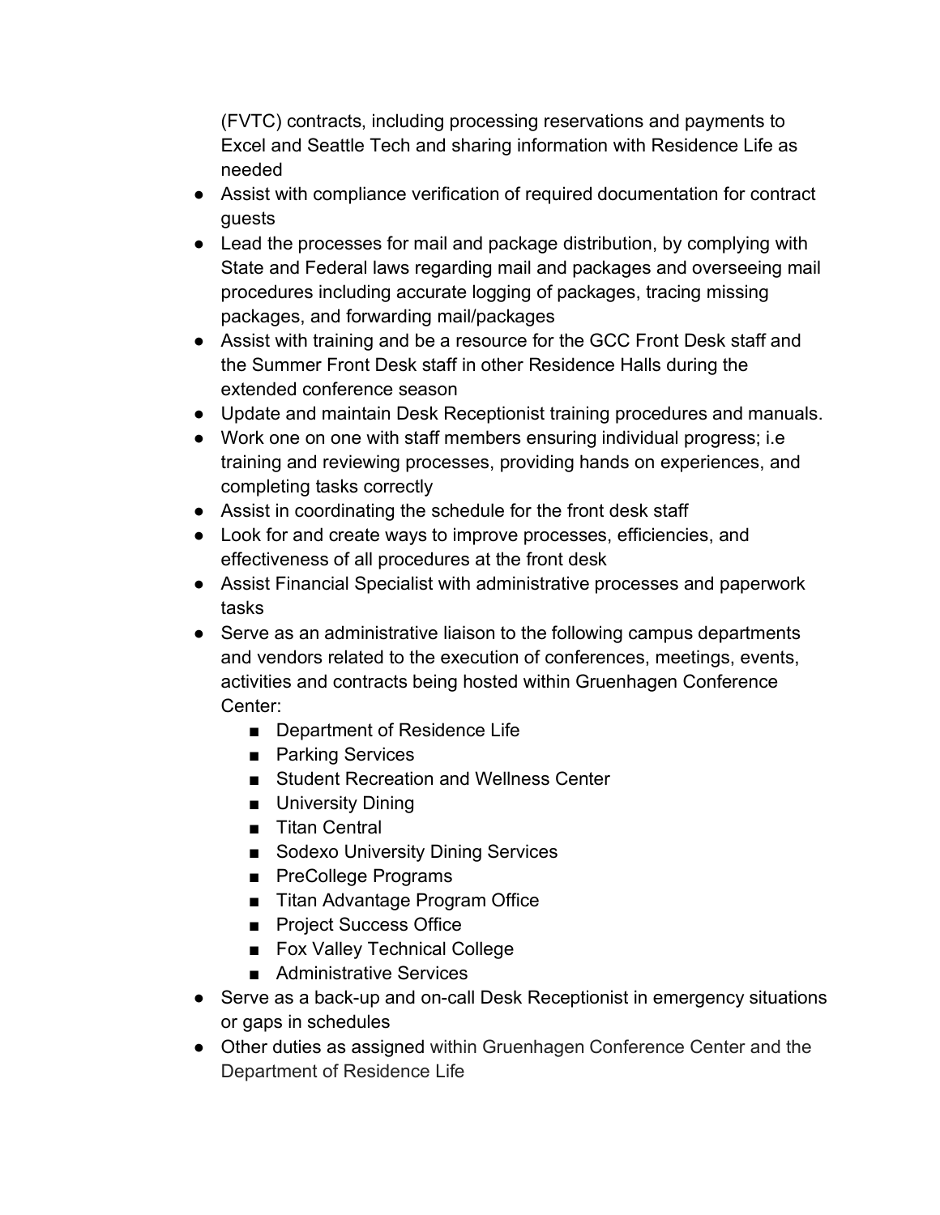(FVTC) contracts, including processing reservations and payments to Excel and Seattle Tech and sharing information with Residence Life as needed

- Assist with compliance verification of required documentation for contract guests
- Lead the processes for mail and package distribution, by complying with State and Federal laws regarding mail and packages and overseeing mail procedures including accurate logging of packages, tracing missing packages, and forwarding mail/packages
- Assist with training and be a resource for the GCC Front Desk staff and the Summer Front Desk staff in other Residence Halls during the extended conference season
- Update and maintain Desk Receptionist training procedures and manuals.
- Work one on one with staff members ensuring individual progress; i.e training and reviewing processes, providing hands on experiences, and completing tasks correctly
- Assist in coordinating the schedule for the front desk staff
- Look for and create ways to improve processes, efficiencies, and effectiveness of all procedures at the front desk
- Assist Financial Specialist with administrative processes and paperwork tasks
- Serve as an administrative liaison to the following campus departments and vendors related to the execution of conferences, meetings, events, activities and contracts being hosted within Gruenhagen Conference Center:
    - Department of Residence Life
    - Parking Services
    - Student Recreation and Wellness Center
    - University Dining
    - Titan Central
    - Sodexo University Dining Services
    - PreCollege Programs
    - Titan Advantage Program Office
    - Project Success Office
    - Fox Valley Technical College
    - Administrative Services
- Serve as a back-up and on-call Desk Receptionist in emergency situations or gaps in schedules
- Other duties as assigned within Gruenhagen Conference Center and the Department of Residence Life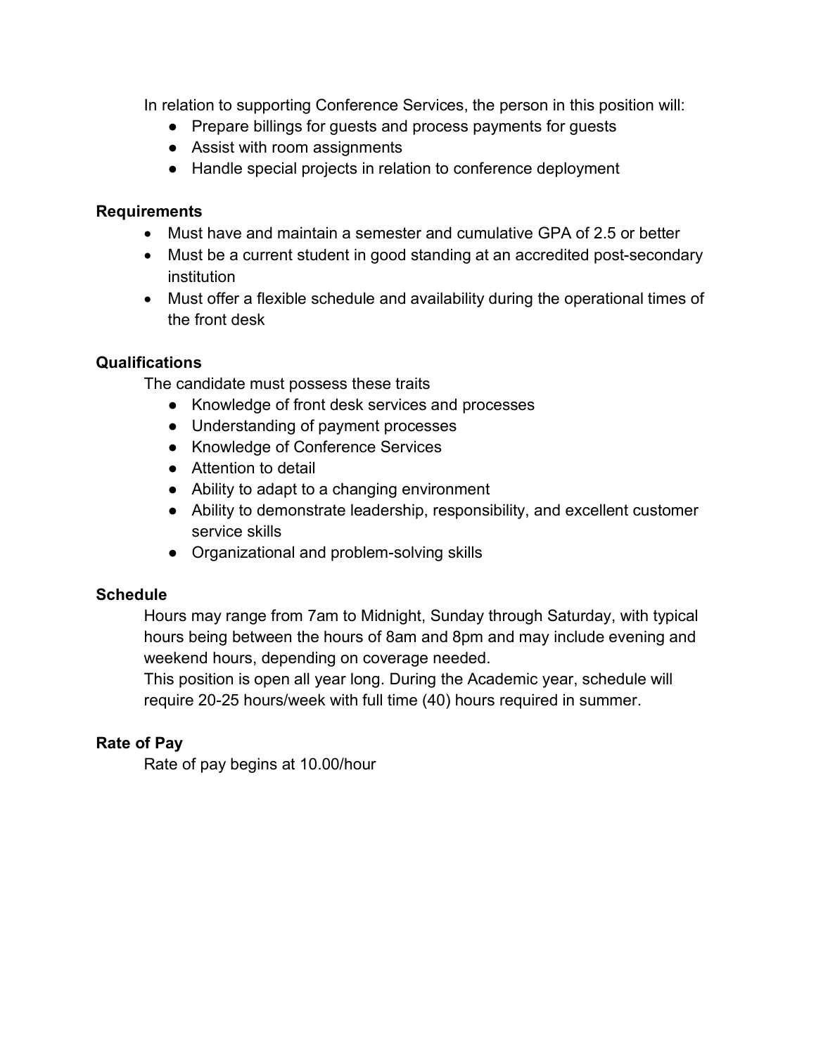In relation to supporting Conference Services, the person in this position will:

- Prepare billings for guests and process payments for guests
- Assist with room assignments
- Handle special projects in relation to conference deployment

**Requirements**

- Must have and maintain a semester and cumulative GPA of 2.5 or better
- Must be a current student in good standing at an accredited post-secondary institution
- Must offer a flexible schedule and availability during the operational times of the front desk

**Qualifications**

The candidate must possess these traits

- Knowledge of front desk services and processes
- Understanding of payment processes
- Knowledge of Conference Services
- Attention to detail
- Ability to adapt to a changing environment
- Ability to demonstrate leadership, responsibility, and excellent customer service skills
- Organizational and problem-solving skills

**Schedule**

Hours may range from 7am to Midnight, Sunday through Saturday, with typical hours being between the hours of 8am and 8pm and may include evening and weekend hours, depending on coverage needed.

This position is open all year long. During the Academic year, schedule will require 20-25 hours/week with full time (40) hours required in summer.

**Rate of Pay**

Rate of pay begins at 10.00/hour